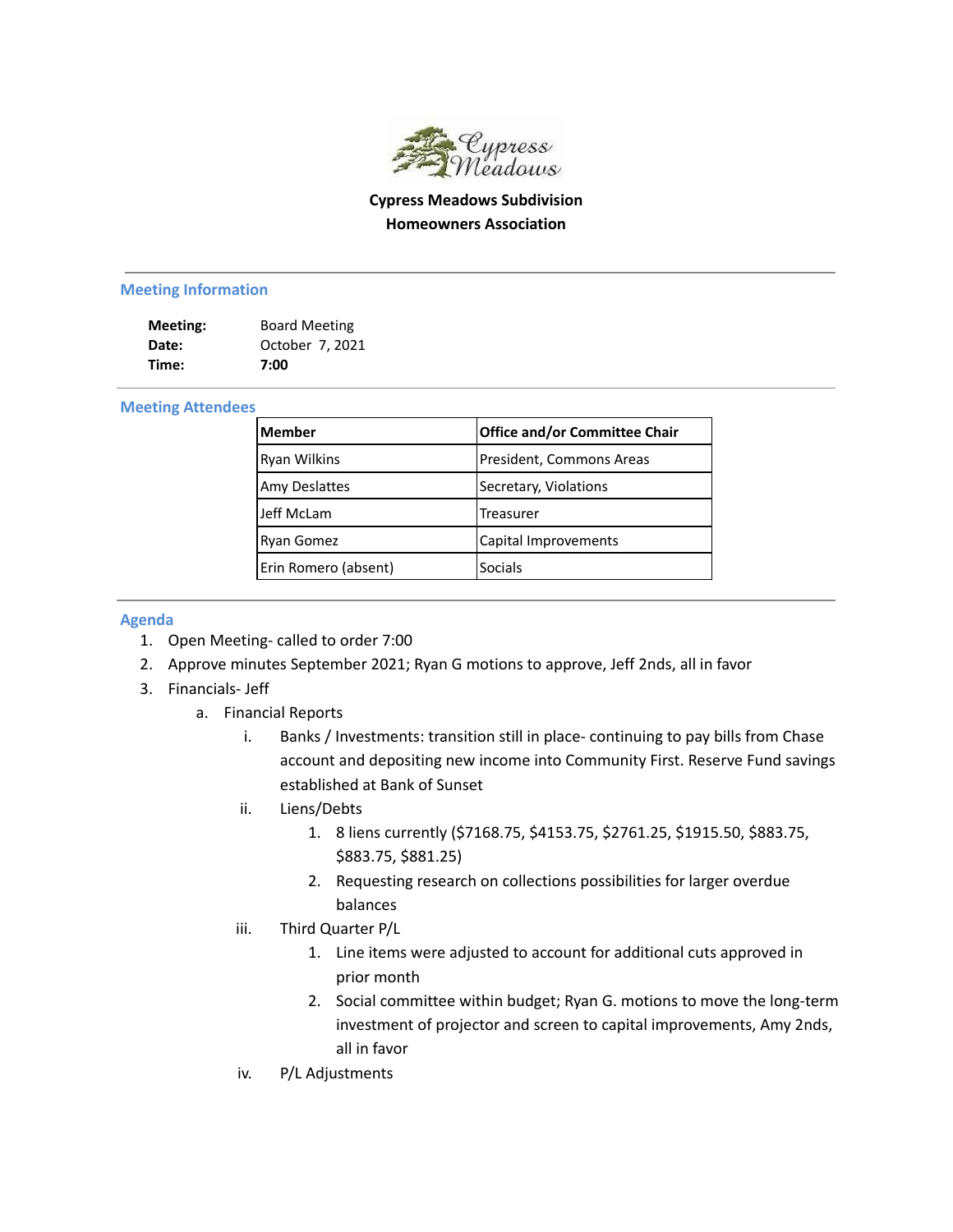# Cypress Meadows Subdivision

## Homeowners Association

### Meeting Information

**Meeting:** Board Meeting
**Date:** October 7, 2021
**Time:** **7:00**

### Meeting Attendees

| Member | Office and/or Committee Chair |
|---|---|
| Ryan Wilkins | President, Commons Areas |
| Amy Deslattes | Secretary, Violations |
| Jeff McLam | Treasurer |
| Ryan Gomez | Capital Improvements |
| Erin Romero (absent) | Socials |

### Agenda

1. Open Meeting- called to order 7:00
2. Approve minutes September 2021; Ryan G motions to approve, Jeff 2nds, all in favor
3. Financials- Jeff
   a. Financial Reports
      i. Banks / Investments: transition still in place- continuing to pay bills from Chase account and depositing new income into Community First. Reserve Fund savings established at Bank of Sunset
      ii. Liens/Debts
         1. 8 liens currently ($7168.75, $4153.75, $2761.25, $1915.50, $883.75, $883.75, $881.25)
         2. Requesting research on collections possibilities for larger overdue balances
      iii. Third Quarter P/L
         1. Line items were adjusted to account for additional cuts approved in prior month
         2. Social committee within budget; Ryan G. motions to move the long-term investment of projector and screen to capital improvements, Amy 2nds, all in favor
      iv. P/L Adjustments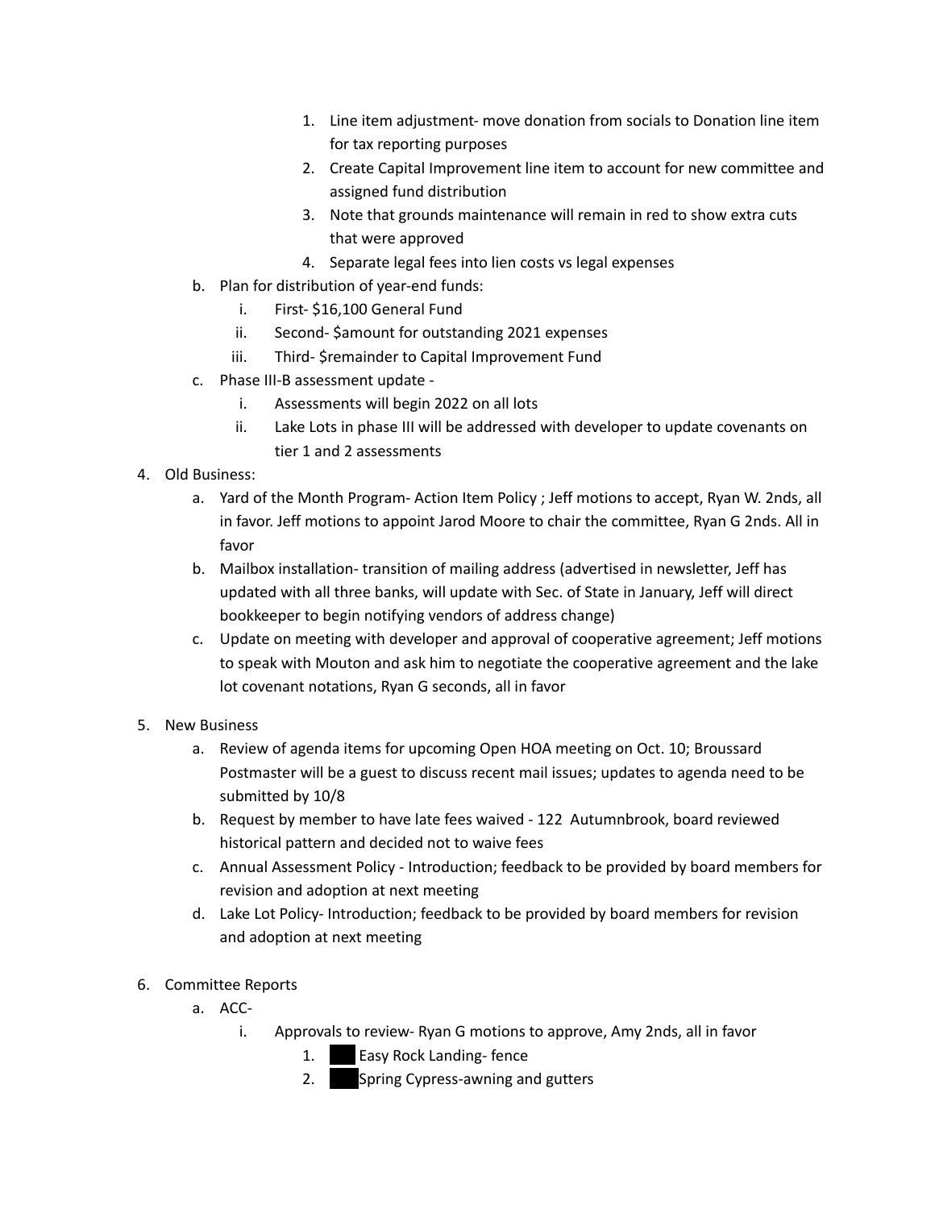1. Line item adjustment- move donation from socials to Donation line item for tax reporting purposes
2. Create Capital Improvement line item to account for new committee and assigned fund distribution
3. Note that grounds maintenance will remain in red to show extra cuts that were approved
4. Separate legal fees into lien costs vs legal expenses

b. Plan for distribution of year-end funds:
   i. First- $16,100 General Fund
   ii. Second- $amount for outstanding 2021 expenses
   iii. Third- $remainder to Capital Improvement Fund

c. Phase III-B assessment update -
   i. Assessments will begin 2022 on all lots
   ii. Lake Lots in phase III will be addressed with developer to update covenants on tier 1 and 2 assessments

4. Old Business:
   a. Yard of the Month Program- Action Item Policy ; Jeff motions to accept, Ryan W. 2nds, all in favor. Jeff motions to appoint Jarod Moore to chair the committee, Ryan G 2nds. All in favor
   b. Mailbox installation- transition of mailing address (advertised in newsletter, Jeff has updated with all three banks, will update with Sec. of State in January, Jeff will direct bookkeeper to begin notifying vendors of address change)
   c. Update on meeting with developer and approval of cooperative agreement; Jeff motions to speak with Mouton and ask him to negotiate the cooperative agreement and the lake lot covenant notations, Ryan G seconds, all in favor

5. New Business
   a. Review of agenda items for upcoming Open HOA meeting on Oct. 10; Broussard Postmaster will be a guest to discuss recent mail issues; updates to agenda need to be submitted by 10/8
   b. Request by member to have late fees waived - 122 Autumnbrook, board reviewed historical pattern and decided not to waive fees
   c. Annual Assessment Policy - Introduction; feedback to be provided by board members for revision and adoption at next meeting
   d. Lake Lot Policy- Introduction; feedback to be provided by board members for revision and adoption at next meeting

6. Committee Reports
   a. ACC-
      i. Approvals to review- Ryan G motions to approve, Amy 2nds, all in favor
         1. ███ Easy Rock Landing- fence
         2. ███ Spring Cypress-awning and gutters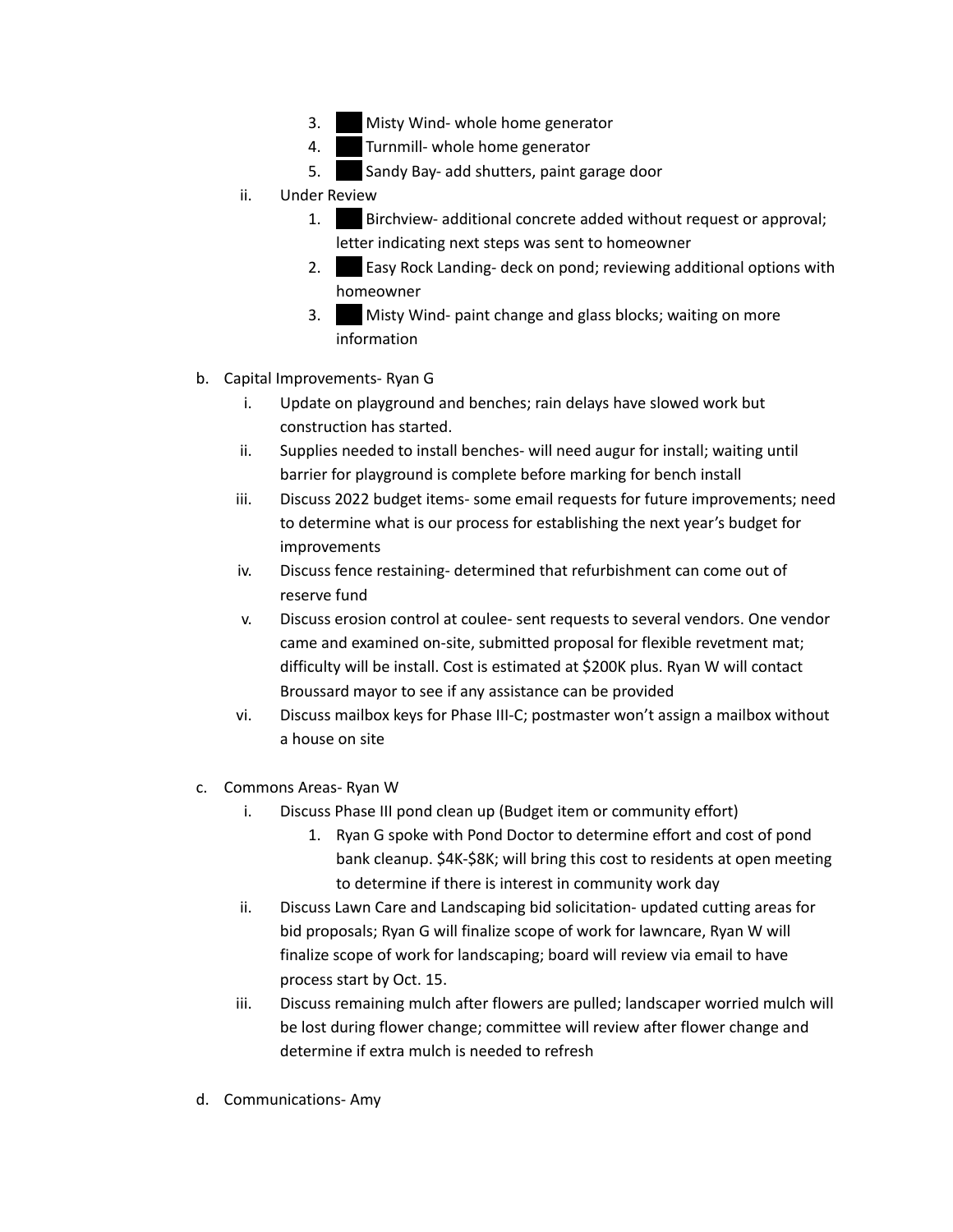3. ███ Misty Wind- whole home generator
        4. ███ Turnmill- whole home generator
        5. ███ Sandy Bay- add shutters, paint garage door
    ii. Under Review
        1. ███ Birchview- additional concrete added without request or approval; letter indicating next steps was sent to homeowner
        2. ███ Easy Rock Landing- deck on pond; reviewing additional options with homeowner
        3. ███ Misty Wind- paint change and glass blocks; waiting on more information

b. Capital Improvements- Ryan G
    i. Update on playground and benches; rain delays have slowed work but construction has started.
    ii. Supplies needed to install benches- will need augur for install; waiting until barrier for playground is complete before marking for bench install
    iii. Discuss 2022 budget items- some email requests for future improvements; need to determine what is our process for establishing the next year's budget for improvements
    iv. Discuss fence restaining- determined that refurbishment can come out of reserve fund
    v. Discuss erosion control at coulee- sent requests to several vendors. One vendor came and examined on-site, submitted proposal for flexible revetment mat; difficulty will be install. Cost is estimated at $200K plus. Ryan W will contact Broussard mayor to see if any assistance can be provided
    vi. Discuss mailbox keys for Phase III-C; postmaster won't assign a mailbox without a house on site

c. Commons Areas- Ryan W
    i. Discuss Phase III pond clean up (Budget item or community effort)
        1. Ryan G spoke with Pond Doctor to determine effort and cost of pond bank cleanup. $4K-$8K; will bring this cost to residents at open meeting to determine if there is interest in community work day
    ii. Discuss Lawn Care and Landscaping bid solicitation- updated cutting areas for bid proposals; Ryan G will finalize scope of work for lawncare, Ryan W will finalize scope of work for landscaping; board will review via email to have process start by Oct. 15.
    iii. Discuss remaining mulch after flowers are pulled; landscaper worried mulch will be lost during flower change; committee will review after flower change and determine if extra mulch is needed to refresh

d. Communications- Amy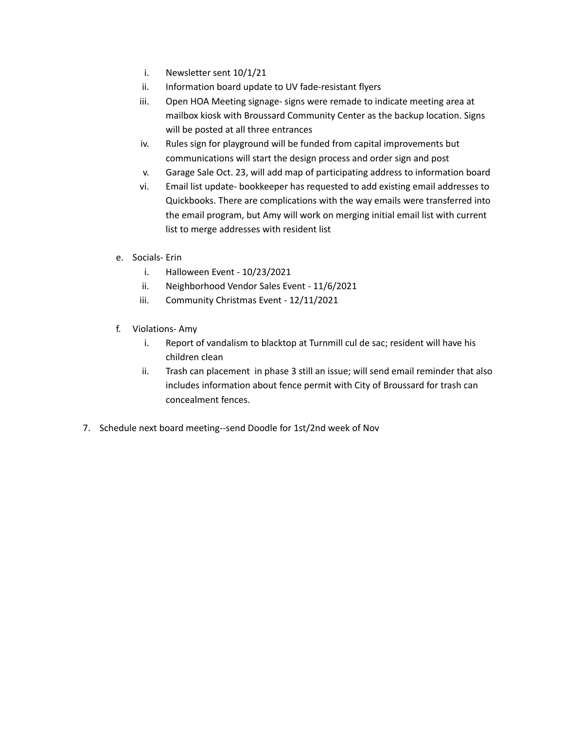i. Newsletter sent 10/1/21
ii. Information board update to UV fade-resistant flyers
iii. Open HOA Meeting signage- signs were remade to indicate meeting area at mailbox kiosk with Broussard Community Center as the backup location. Signs will be posted at all three entrances
iv. Rules sign for playground will be funded from capital improvements but communications will start the design process and order sign and post
v. Garage Sale Oct. 23, will add map of participating address to information board
vi. Email list update- bookkeeper has requested to add existing email addresses to Quickbooks. There are complications with the way emails were transferred into the email program, but Amy will work on merging initial email list with current list to merge addresses with resident list

e. Socials- Erin
   i. Halloween Event - 10/23/2021
   ii. Neighborhood Vendor Sales Event - 11/6/2021
   iii. Community Christmas Event - 12/11/2021

f. Violations- Amy
   i. Report of vandalism to blacktop at Turnmill cul de sac; resident will have his children clean
   ii. Trash can placement in phase 3 still an issue; will send email reminder that also includes information about fence permit with City of Broussard for trash can concealment fences.

7. Schedule next board meeting--send Doodle for 1st/2nd week of Nov